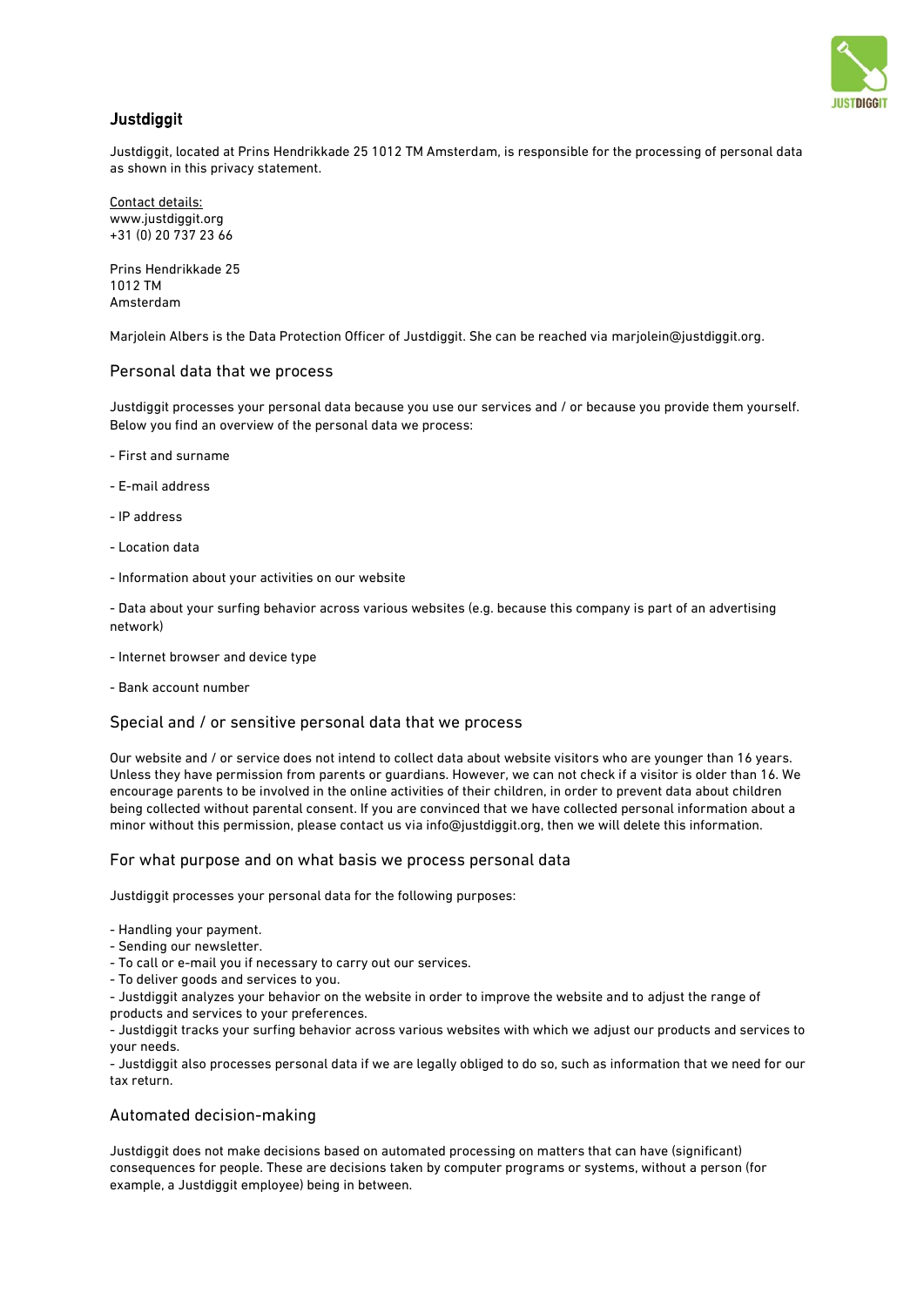# Justdiggit

Justdiggit, located at Prins Hendrikkade 25 1012 TM Amsterdam, is responsible for the processing of personal data as shown in this privacy statement.

Contact details:
www.justdiggit.org
+31 (0) 20 737 23 66

Prins Hendrikkade 25
1012 TM
Amsterdam

Marjolein Albers is the Data Protection Officer of Justdiggit. She can be reached via marjolein@justdiggit.org.

## Personal data that we process

Justdiggit processes your personal data because you use our services and / or because you provide them yourself. Below you find an overview of the personal data we process:

- First and surname
- E-mail address
- IP address
- Location data
- Information about your activities on our website
- Data about your surfing behavior across various websites (e.g. because this company is part of an advertising network)
- Internet browser and device type
- Bank account number

## Special and / or sensitive personal data that we process

Our website and / or service does not intend to collect data about website visitors who are younger than 16 years. Unless they have permission from parents or guardians. However, we can not check if a visitor is older than 16. We encourage parents to be involved in the online activities of their children, in order to prevent data about children being collected without parental consent. If you are convinced that we have collected personal information about a minor without this permission, please contact us via info@justdiggit.org, then we will delete this information.

## For what purpose and on what basis we process personal data

Justdiggit processes your personal data for the following purposes:

- Handling your payment.
- Sending our newsletter.
- To call or e-mail you if necessary to carry out our services.
- To deliver goods and services to you.
- Justdiggit analyzes your behavior on the website in order to improve the website and to adjust the range of products and services to your preferences.
- Justdiggit tracks your surfing behavior across various websites with which we adjust our products and services to your needs.
- Justdiggit also processes personal data if we are legally obliged to do so, such as information that we need for our tax return.

## Automated decision-making

Justdiggit does not make decisions based on automated processing on matters that can have (significant) consequences for people. These are decisions taken by computer programs or systems, without a person (for example, a Justdiggit employee) being in between.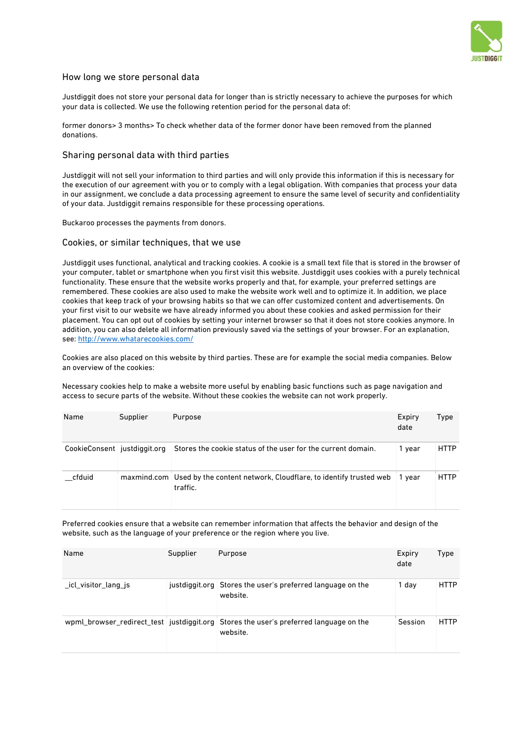## How long we store personal data

Justdiggit does not store your personal data for longer than is strictly necessary to achieve the purposes for which your data is collected. We use the following retention period for the personal data of:

former donors> 3 months> To check whether data of the former donor have been removed from the planned donations.

## Sharing personal data with third parties

Justdiggit will not sell your information to third parties and will only provide this information if this is necessary for the execution of our agreement with you or to comply with a legal obligation. With companies that process your data in our assignment, we conclude a data processing agreement to ensure the same level of security and confidentiality of your data. Justdiggit remains responsible for these processing operations.

Buckaroo processes the payments from donors.

## Cookies, or similar techniques, that we use

Justdiggit uses functional, analytical and tracking cookies. A cookie is a small text file that is stored in the browser of your computer, tablet or smartphone when you first visit this website. Justdiggit uses cookies with a purely technical functionality. These ensure that the website works properly and that, for example, your preferred settings are remembered. These cookies are also used to make the website work well and to optimize it. In addition, we place cookies that keep track of your browsing habits so that we can offer customized content and advertisements. On your first visit to our website we have already informed you about these cookies and asked permission for their placement. You can opt out of cookies by setting your internet browser so that it does not store cookies anymore. In addition, you can also delete all information previously saved via the settings of your browser. For an explanation, see: [http://www.whatarecookies.com/](http://www.whatarecookies.com/)

Cookies are also placed on this website by third parties. These are for example the social media companies. Below an overview of the cookies:

Necessary cookies help to make a website more useful by enabling basic functions such as page navigation and access to secure parts of the website. Without these cookies the website can not work properly.

| Name | Supplier | Purpose | Expiry date | Type |
|---|---|---|---|---|
| CookieConsent | justdiggit.org | Stores the cookie status of the user for the current domain. | 1 year | HTTP |
| __cfduid | maxmind.com | Used by the content network, Cloudflare, to identify trusted web traffic. | 1 year | HTTP |

Preferred cookies ensure that a website can remember information that affects the behavior and design of the website, such as the language of your preference or the region where you live.

| Name | Supplier | Purpose | Expiry date | Type |
|---|---|---|---|---|
| _icl_visitor_lang_js | justdiggit.org | Stores the user's preferred language on the website. | 1 day | HTTP |
| wpml_browser_redirect_test | justdiggit.org | Stores the user's preferred language on the website. | Session | HTTP |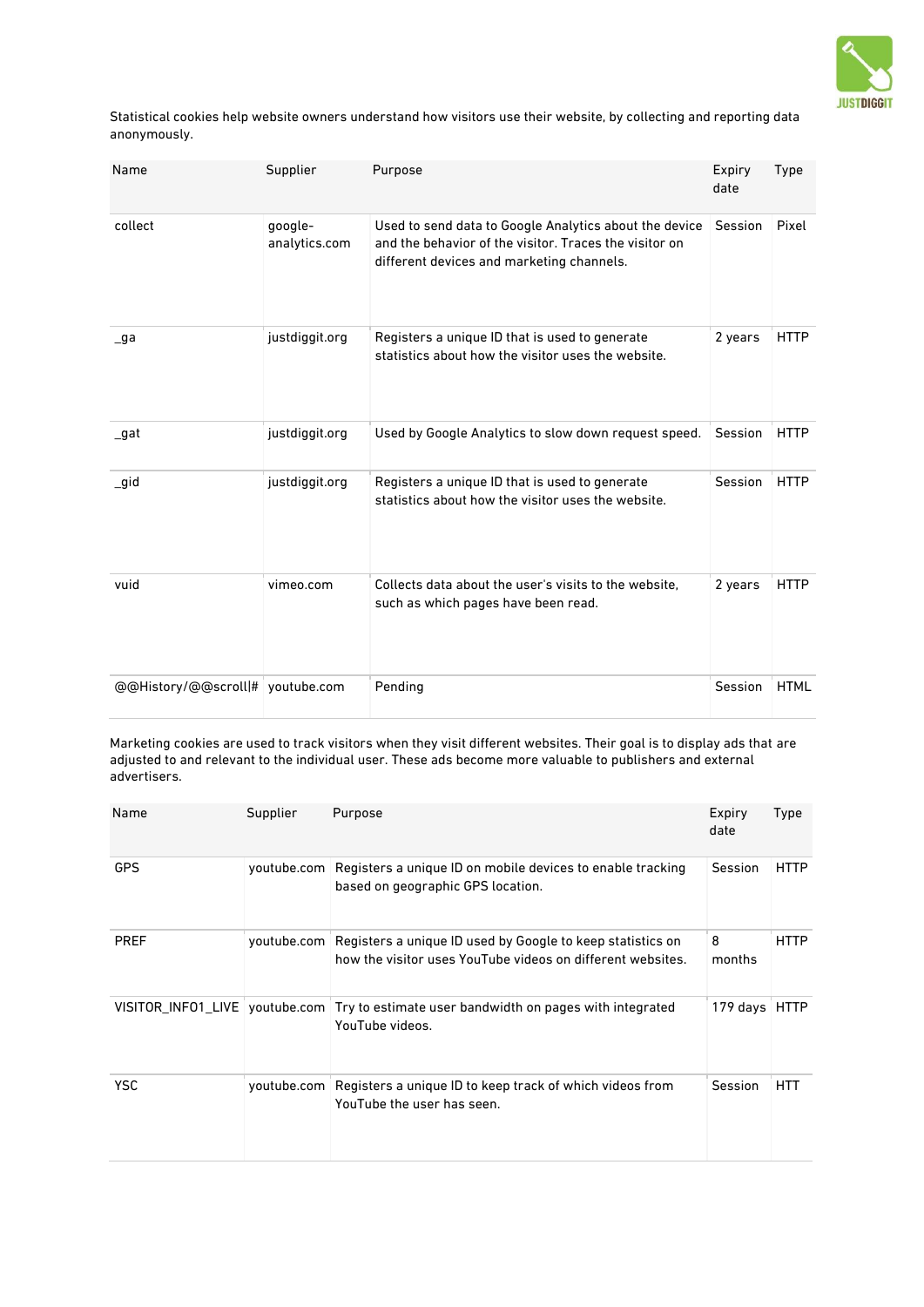Statistical cookies help website owners understand how visitors use their website, by collecting and reporting data anonymously.

| Name | Supplier | Purpose | Expiry date | Type |
|---|---|---|---|---|
| collect | google-analytics.com | Used to send data to Google Analytics about the device and the behavior of the visitor. Traces the visitor on different devices and marketing channels. | Session | Pixel |
| _ga | justdiggit.org | Registers a unique ID that is used to generate statistics about how the visitor uses the website. | 2 years | HTTP |
| _gat | justdiggit.org | Used by Google Analytics to slow down request speed. | Session | HTTP |
| _gid | justdiggit.org | Registers a unique ID that is used to generate statistics about how the visitor uses the website. | Session | HTTP |
| vuid | vimeo.com | Collects data about the user's visits to the website, such as which pages have been read. | 2 years | HTTP |
| @@History/@@scroll\|# | youtube.com | Pending | Session | HTML |

Marketing cookies are used to track visitors when they visit different websites. Their goal is to display ads that are adjusted to and relevant to the individual user. These ads become more valuable to publishers and external advertisers.

| Name | Supplier | Purpose | Expiry date | Type |
|---|---|---|---|---|
| GPS | youtube.com | Registers a unique ID on mobile devices to enable tracking based on geographic GPS location. | Session | HTTP |
| PREF | youtube.com | Registers a unique ID used by Google to keep statistics on how the visitor uses YouTube videos on different websites. | 8 months | HTTP |
| VISITOR_INFO1_LIVE | youtube.com | Try to estimate user bandwidth on pages with integrated YouTube videos. | 179 days | HTTP |
| YSC | youtube.com | Registers a unique ID to keep track of which videos from YouTube the user has seen. | Session | HTT |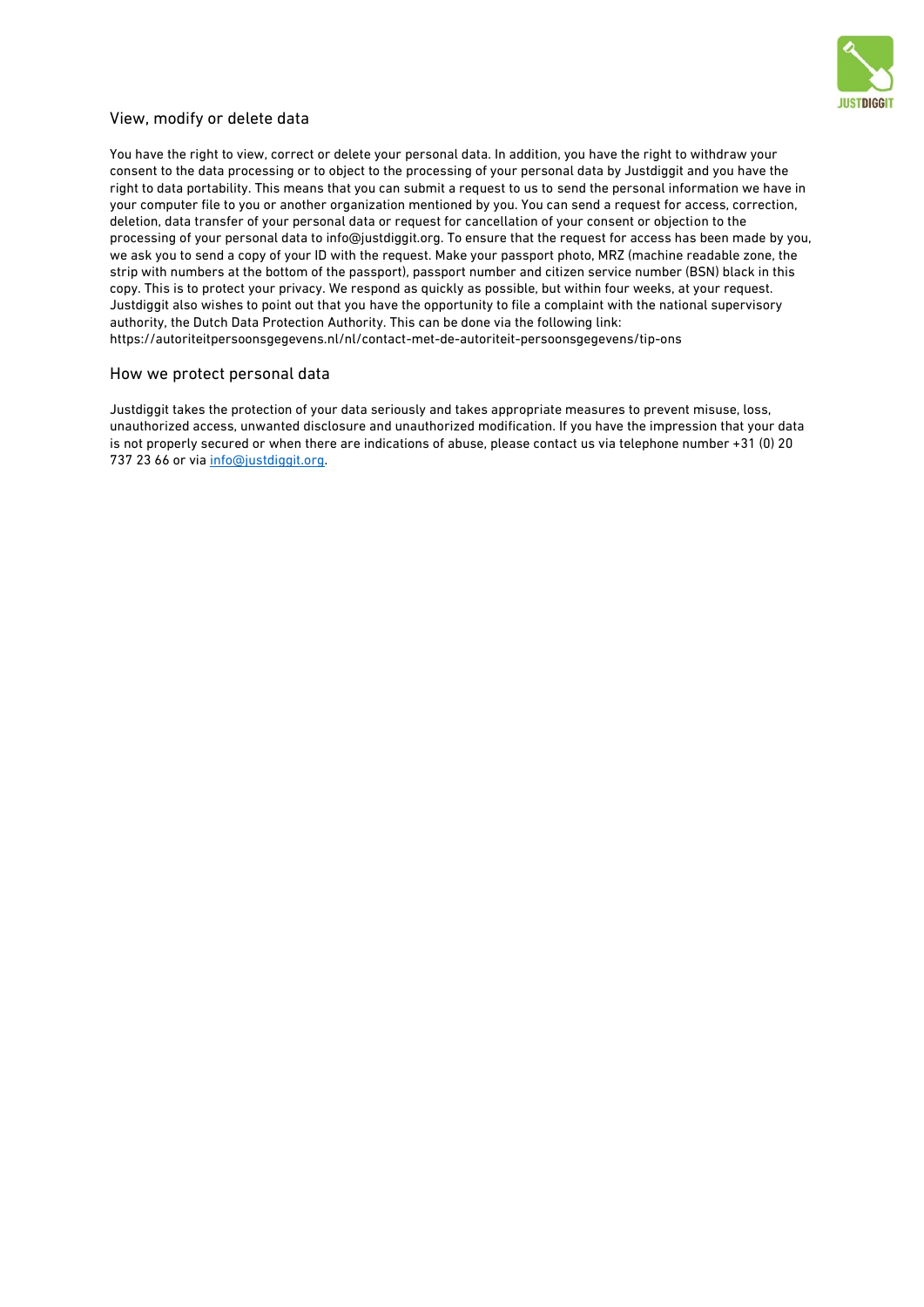## View, modify or delete data

You have the right to view, correct or delete your personal data. In addition, you have the right to withdraw your consent to the data processing or to object to the processing of your personal data by Justdiggit and you have the right to data portability. This means that you can submit a request to us to send the personal information we have in your computer file to you or another organization mentioned by you. You can send a request for access, correction, deletion, data transfer of your personal data or request for cancellation of your consent or objection to the processing of your personal data to info@justdiggit.org. To ensure that the request for access has been made by you, we ask you to send a copy of your ID with the request. Make your passport photo, MRZ (machine readable zone, the strip with numbers at the bottom of the passport), passport number and citizen service number (BSN) black in this copy. This is to protect your privacy. We respond as quickly as possible, but within four weeks, at your request. Justdiggit also wishes to point out that you have the opportunity to file a complaint with the national supervisory authority, the Dutch Data Protection Authority. This can be done via the following link: https://autoriteitpersoonsgegevens.nl/nl/contact-met-de-autoriteit-persoonsgegevens/tip-ons

## How we protect personal data

Justdiggit takes the protection of your data seriously and takes appropriate measures to prevent misuse, loss, unauthorized access, unwanted disclosure and unauthorized modification. If you have the impression that your data is not properly secured or when there are indications of abuse, please contact us via telephone number +31 (0) 20 737 23 66 or via info@justdiggit.org.